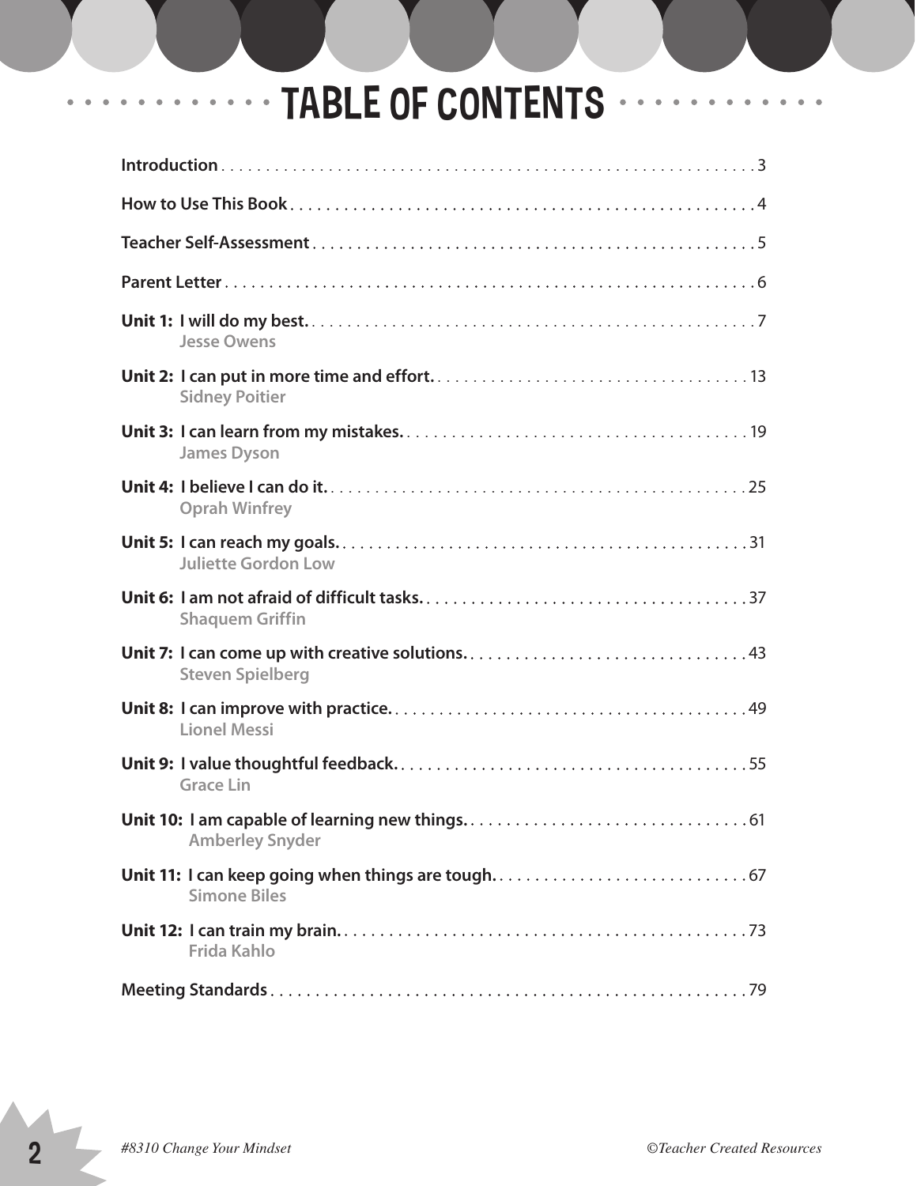# TABLE OF CONTENTS

**Introduction** . . . . . 3

**How to Use This Book** . . . . . 4

**Teacher Self-Assessment** . . . . . 5

**Parent Letter** . . . . . 6

**Unit 1: I will do my best.** . . . . . 7
Jesse Owens

**Unit 2: I can put in more time and effort.** . . . . . 13
Sidney Poitier

**Unit 3: I can learn from my mistakes.** . . . . . 19
James Dyson

**Unit 4: I believe I can do it.** . . . . . 25
Oprah Winfrey

**Unit 5: I can reach my goals.** . . . . . 31
Juliette Gordon Low

**Unit 6: I am not afraid of difficult tasks.** . . . . . 37
Shaquem Griffin

**Unit 7: I can come up with creative solutions.** . . . . . 43
Steven Spielberg

**Unit 8: I can improve with practice.** . . . . . 49
Lionel Messi

**Unit 9: I value thoughtful feedback.** . . . . . 55
Grace Lin

**Unit 10: I am capable of learning new things.** . . . . . 61
Amberley Snyder

**Unit 11: I can keep going when things are tough.** . . . . . 67
Simone Biles

**Unit 12: I can train my brain.** . . . . . 73
Frida Kahlo

**Meeting Standards** . . . . . 79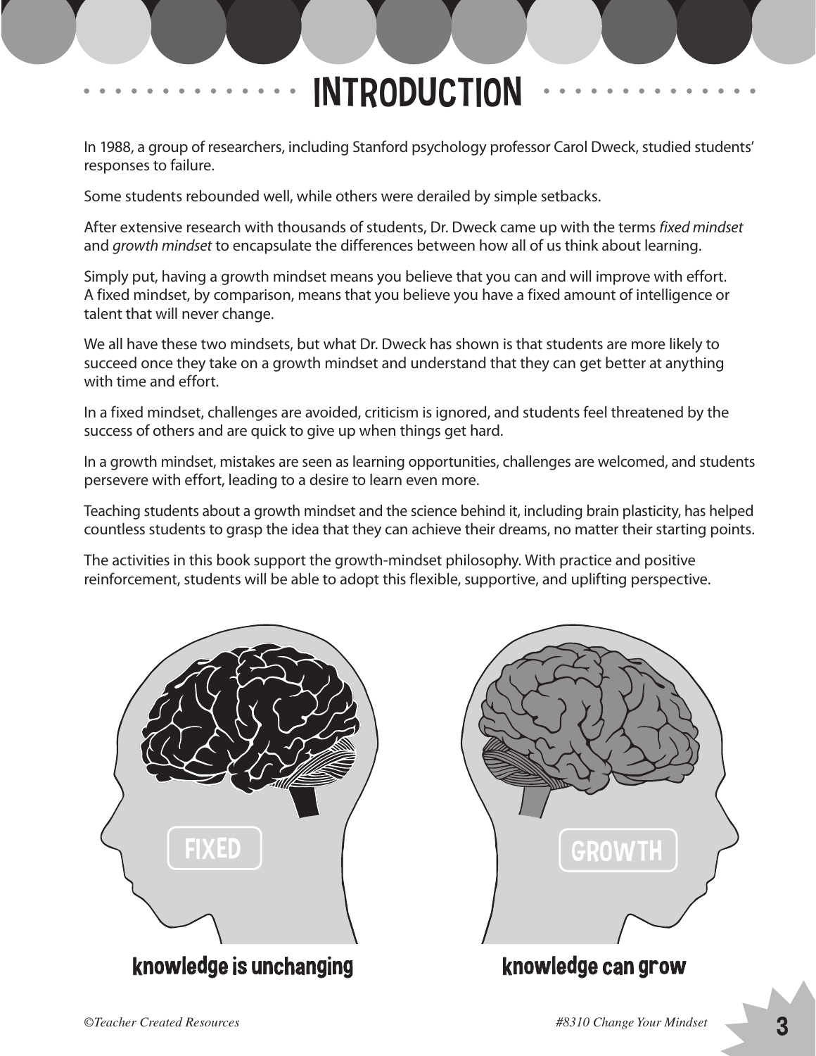# INTRODUCTION

In 1988, a group of researchers, including Stanford psychology professor Carol Dweck, studied students' responses to failure.

Some students rebounded well, while others were derailed by simple setbacks.

After extensive research with thousands of students, Dr. Dweck came up with the terms *fixed mindset* and *growth mindset* to encapsulate the differences between how all of us think about learning.

Simply put, having a growth mindset means you believe that you can and will improve with effort. A fixed mindset, by comparison, means that you believe you have a fixed amount of intelligence or talent that will never change.

We all have these two mindsets, but what Dr. Dweck has shown is that students are more likely to succeed once they take on a growth mindset and understand that they can get better at anything with time and effort.

In a fixed mindset, challenges are avoided, criticism is ignored, and students feel threatened by the success of others and are quick to give up when things get hard.

In a growth mindset, mistakes are seen as learning opportunities, challenges are welcomed, and students persevere with effort, leading to a desire to learn even more.

Teaching students about a growth mindset and the science behind it, including brain plasticity, has helped countless students to grasp the idea that they can achieve their dreams, no matter their starting points.

The activities in this book support the growth-mindset philosophy. With practice and positive reinforcement, students will be able to adopt this flexible, supportive, and uplifting perspective.

FIXED

knowledge is unchanging

GROWTH

knowledge can grow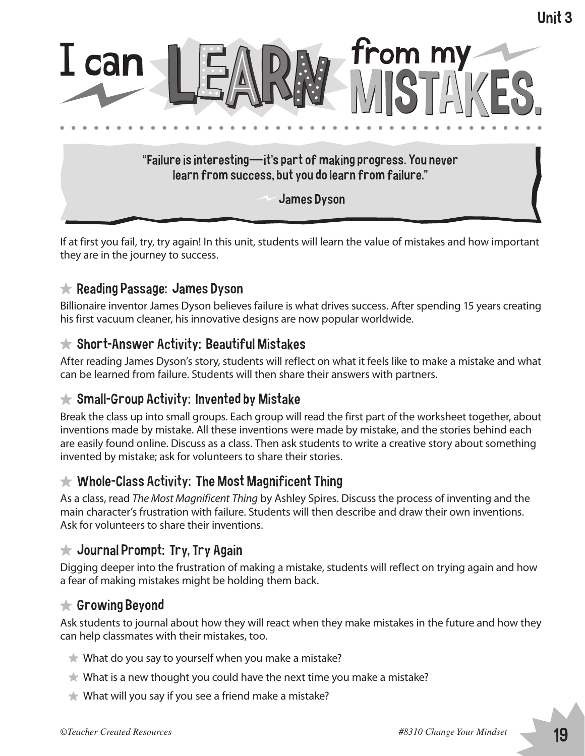Unit 3

# I can LEARN from my MISTAKES.

> "Failure is interesting—it's part of making progress. You never learn from success, but you do learn from failure."
>
> — James Dyson

If at first you fail, try, try again! In this unit, students will learn the value of mistakes and how important they are in the journey to success.

## ★ Reading Passage: James Dyson

Billionaire inventor James Dyson believes failure is what drives success. After spending 15 years creating his first vacuum cleaner, his innovative designs are now popular worldwide.

## ★ Short-Answer Activity: Beautiful Mistakes

After reading James Dyson's story, students will reflect on what it feels like to make a mistake and what can be learned from failure. Students will then share their answers with partners.

## ★ Small-Group Activity: Invented by Mistake

Break the class up into small groups. Each group will read the first part of the worksheet together, about inventions made by mistake. All these inventions were made by mistake, and the stories behind each are easily found online. Discuss as a class. Then ask students to write a creative story about something invented by mistake; ask for volunteers to share their stories.

## ★ Whole-Class Activity: The Most Magnificent Thing

As a class, read *The Most Magnificent Thing* by Ashley Spires. Discuss the process of inventing and the main character's frustration with failure. Students will then describe and draw their own inventions. Ask for volunteers to share their inventions.

## ★ Journal Prompt: Try, Try Again

Digging deeper into the frustration of making a mistake, students will reflect on trying again and how a fear of making mistakes might be holding them back.

## ★ Growing Beyond

Ask students to journal about how they will react when they make mistakes in the future and how they can help classmates with their mistakes, too.

- What do you say to yourself when you make a mistake?
- What is a new thought you could have the next time you make a mistake?
- What will you say if you see a friend make a mistake?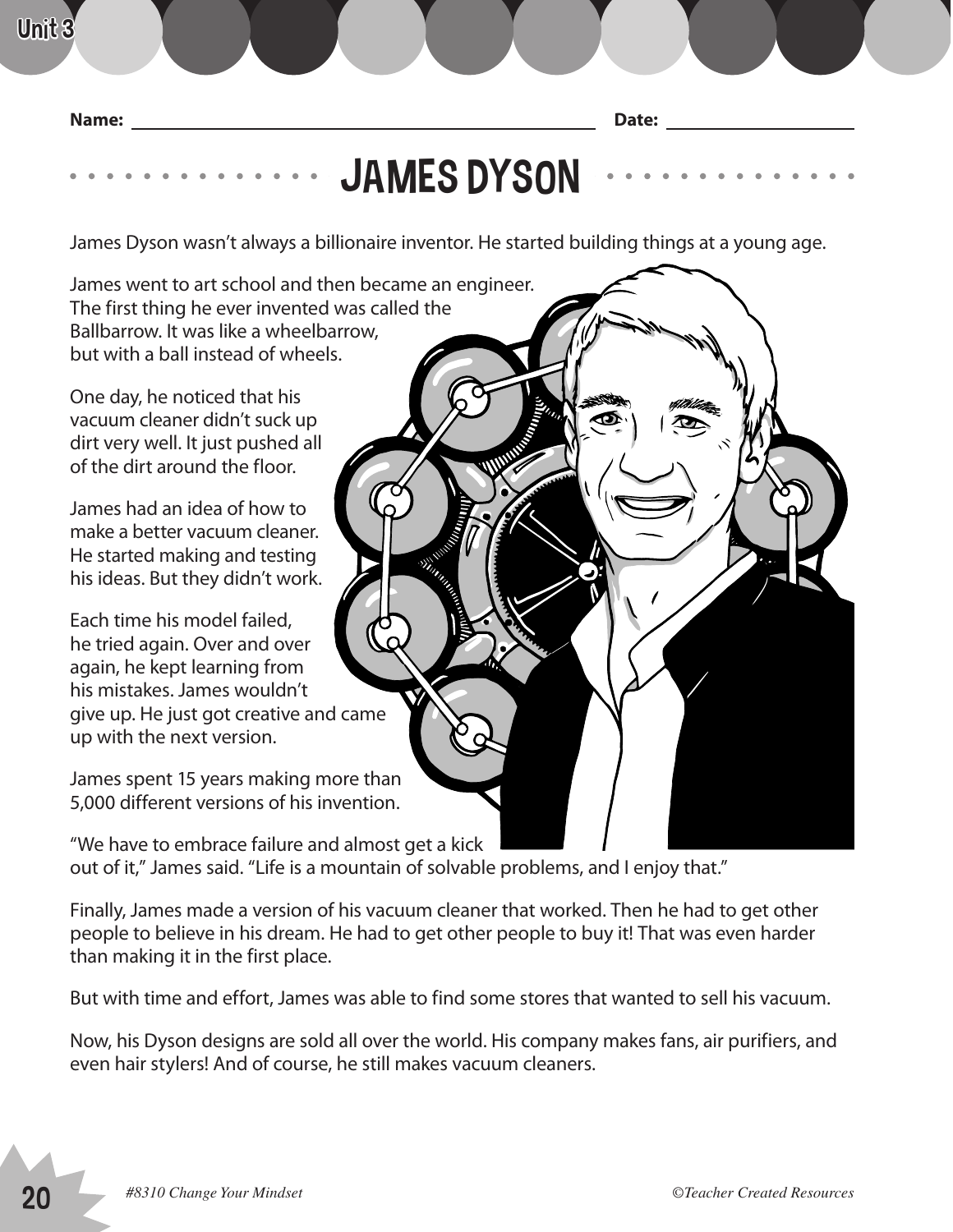Name: ______________________ Date: ______________

# JAMES DYSON

James Dyson wasn't always a billionaire inventor. He started building things at a young age.

James went to art school and then became an engineer. The first thing he ever invented was called the Ballbarrow. It was like a wheelbarrow, but with a ball instead of wheels.

One day, he noticed that his vacuum cleaner didn't suck up dirt very well. It just pushed all of the dirt around the floor.

James had an idea of how to make a better vacuum cleaner. He started making and testing his ideas. But they didn't work.

Each time his model failed, he tried again. Over and over again, he kept learning from his mistakes. James wouldn't give up. He just got creative and came up with the next version.

James spent 15 years making more than 5,000 different versions of his invention.

"We have to embrace failure and almost get a kick out of it," James said. "Life is a mountain of solvable problems, and I enjoy that."

Finally, James made a version of his vacuum cleaner that worked. Then he had to get other people to believe in his dream. He had to get other people to buy it! That was even harder than making it in the first place.

But with time and effort, James was able to find some stores that wanted to sell his vacuum.

Now, his Dyson designs are sold all over the world. His company makes fans, air purifiers, and even hair stylers! And of course, he still makes vacuum cleaners.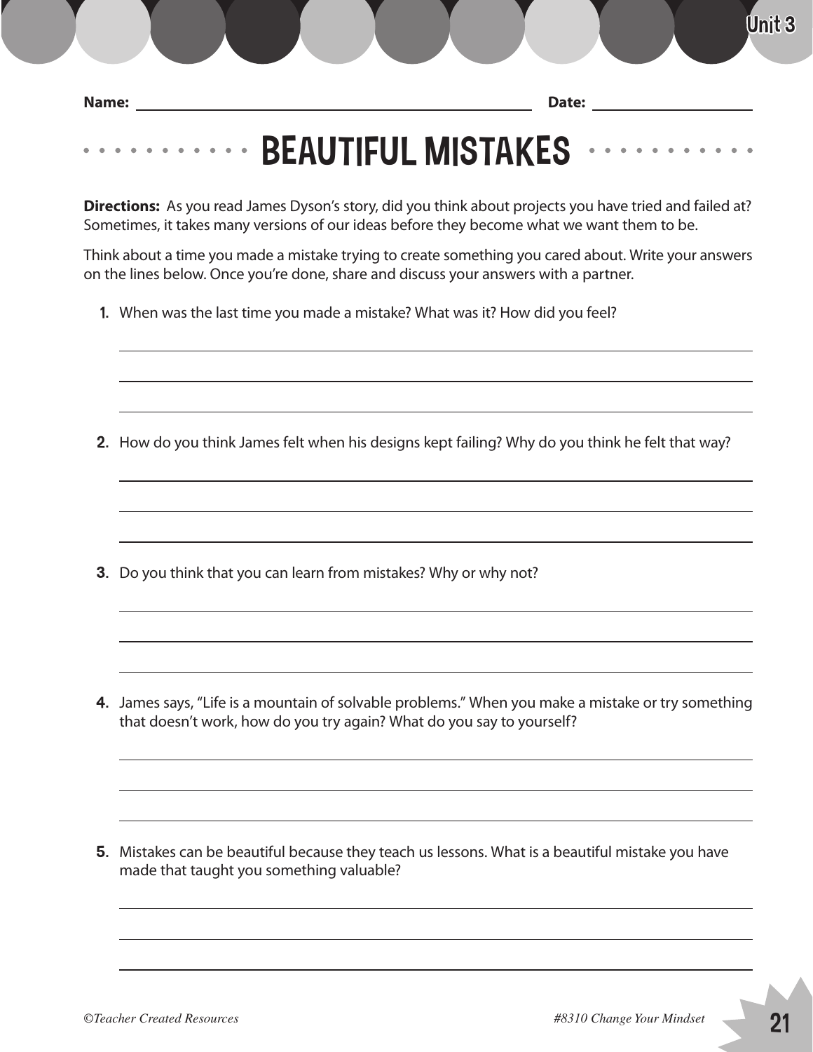Name: ______________________________ Date: ______________

# BEAUTIFUL MISTAKES

**Directions:** As you read James Dyson's story, did you think about projects you have tried and failed at? Sometimes, it takes many versions of our ideas before they become what we want them to be.

Think about a time you made a mistake trying to create something you cared about. Write your answers on the lines below. Once you're done, share and discuss your answers with a partner.

1. When was the last time you made a mistake? What was it? How did you feel?

_______________________________________________

_______________________________________________

_______________________________________________

2. How do you think James felt when his designs kept failing? Why do you think he felt that way?

_______________________________________________

_______________________________________________

_______________________________________________

3. Do you think that you can learn from mistakes? Why or why not?

_______________________________________________

_______________________________________________

_______________________________________________

4. James says, "Life is a mountain of solvable problems." When you make a mistake or try something that doesn't work, how do you try again? What do you say to yourself?

_______________________________________________

_______________________________________________

_______________________________________________

5. Mistakes can be beautiful because they teach us lessons. What is a beautiful mistake you have made that taught you something valuable?

_______________________________________________

_______________________________________________

_______________________________________________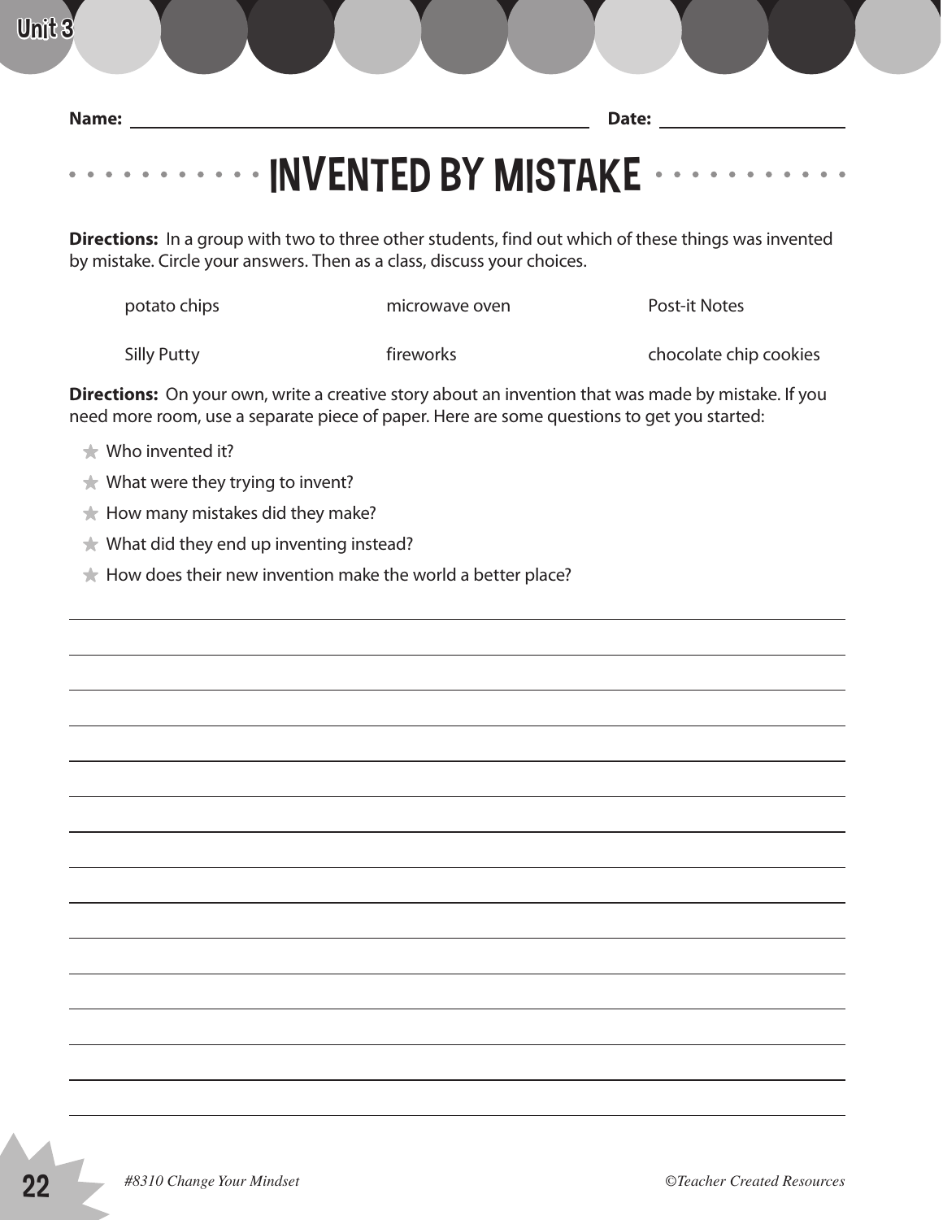Unit 3

Name: ______________________________ Date: ______________

# INVENTED BY MISTAKE

**Directions:** In a group with two to three other students, find out which of these things was invented by mistake. Circle your answers. Then as a class, discuss your choices.

| | | |
|---|---|---|
| potato chips | microwave oven | Post-it Notes |
| Silly Putty | fireworks | chocolate chip cookies |

**Directions:** On your own, write a creative story about an invention that was made by mistake. If you need more room, use a separate piece of paper. Here are some questions to get you started:

- Who invented it?
- What were they trying to invent?
- How many mistakes did they make?
- What did they end up inventing instead?
- How does their new invention make the world a better place?

______________________________________________________________________

______________________________________________________________________

______________________________________________________________________

______________________________________________________________________

______________________________________________________________________

______________________________________________________________________

______________________________________________________________________

______________________________________________________________________

______________________________________________________________________

______________________________________________________________________

______________________________________________________________________

______________________________________________________________________

______________________________________________________________________

______________________________________________________________________

______________________________________________________________________